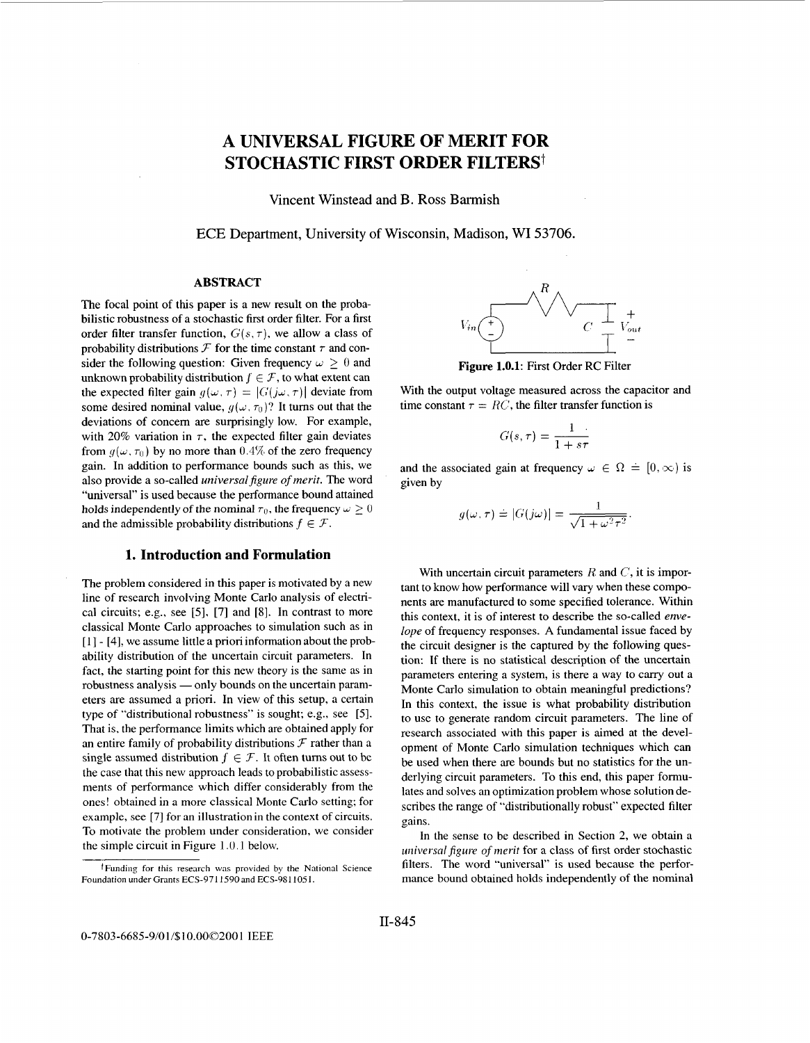# A UNIVERSAL FIGURE OF MERIT FOR STOCHASTIC FIRST ORDER FILTERS†

Vincent Winstead and B. Ross Barmish

ECE Department, University of Wisconsin, Madison, WI 53706.

## ABSTRACT

The focal point of this paper is a new result on the probabilistic robustness of a stochastic first order filter. For a first order filter transfer function, $G(s,\tau)$, we allow a class of probability distributions $\mathcal{F}$ for the time constant $\tau$ and consider the following question: Given frequency $\omega \geq 0$ and unknown probability distribution $f \in \mathcal{F}$, to what extent can the expected filter gain $g(\omega,\tau) = |G(j\omega,\tau)|$ deviate from some desired nominal value, $g(\omega,\tau_0)$? It turns out that the deviations of concern are surprisingly low. For example, with 20% variation in $\tau$, the expected filter gain deviates from $g(\omega,\tau_0)$ by no more than 0.4% of the zero frequency gain. In addition to performance bounds such as this, we also provide a so-called *universal figure of merit*. The word "universal" is used because the performance bound attained holds independently of the nominal $\tau_0$, the frequency $\omega \geq 0$ and the admissible probability distributions $f \in \mathcal{F}$.

## 1. Introduction and Formulation

The problem considered in this paper is motivated by a new line of research involving Monte Carlo analysis of electrical circuits; e.g., see [5], [7] and [8]. In contrast to more classical Monte Carlo approaches to simulation such as in [1] - [4], we assume little a priori information about the probability distribution of the uncertain circuit parameters. In fact, the starting point for this new theory is the same as in robustness analysis — only bounds on the uncertain parameters are assumed a priori. In view of this setup, a certain type of "distributional robustness" is sought; e.g., see [5]. That is, the performance limits which are obtained apply for an entire family of probability distributions $\mathcal{F}$ rather than a single assumed distribution $f \in \mathcal{F}$. It often turns out to be the case that this new approach leads to probabilistic assessments of performance which differ considerably from the ones! obtained in a more classical Monte Carlo setting; for example, see [7] for an illustration in the context of circuits. To motivate the problem under consideration, we consider the simple circuit in Figure 1.0.1 below.

Figure 1.0.1: First Order RC Filter

With the output voltage measured across the capacitor and time constant $\tau = RC$, the filter transfer function is

$$G(s,\tau) = \frac{1}{1+s\tau}$$

and the associated gain at frequency $\omega \in \Omega \doteq [0,\infty)$ is given by

$$g(\omega,\tau) \doteq |G(j\omega)| = \frac{1}{\sqrt{1+\omega^2\tau^2}}.$$

With uncertain circuit parameters $R$ and $C$, it is important to know how performance will vary when these components are manufactured to some specified tolerance. Within this context, it is of interest to describe the so-called *envelope* of frequency responses. A fundamental issue faced by the circuit designer is the captured by the following question: If there is no statistical description of the uncertain parameters entering a system, is there a way to carry out a Monte Carlo simulation to obtain meaningful predictions? In this context, the issue is what probability distribution to use to generate random circuit parameters. The line of research associated with this paper is aimed at the development of Monte Carlo simulation techniques which can be used when there are bounds but no statistics for the underlying circuit parameters. To this end, this paper formulates and solves an optimization problem whose solution describes the range of "distributionally robust" expected filter gains.

In the sense to be described in Section 2, we obtain a *universal figure of merit* for a class of first order stochastic filters. The word "universal" is used because the performance bound obtained holds independently of the nominal

†Funding for this research was provided by the National Science Foundation under Grants ECS-9711590 and ECS-9811051.

0-7803-6685-9/01/$10.00©2001 IEEE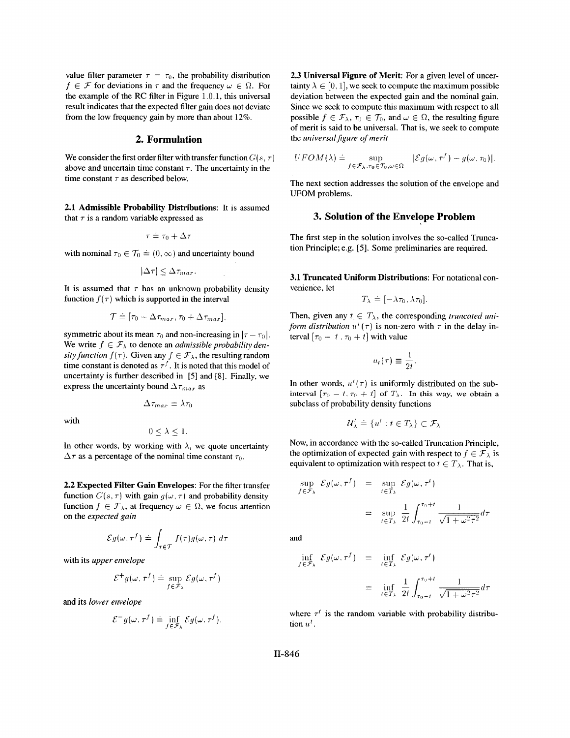value filter parameter $\tau = \tau_0$, the probability distribution $f \in \mathcal{F}$ for deviations in $\tau$ and the frequency $\omega \in \Omega$. For the example of the RC filter in Figure 1.0.1, this universal result indicates that the expected filter gain does not deviate from the low frequency gain by more than about 12%.

## 2. Formulation

We consider the first order filter with transfer function $G(s, \tau)$ above and uncertain time constant $\tau$. The uncertainty in the time constant $\tau$ as described below.

**2.1 Admissible Probability Distributions**: It is assumed that $\tau$ is a random variable expressed as

$$\tau \doteq \tau_0 + \Delta\tau$$

with nominal $\tau_0 \in \mathcal{T}_0 \doteq (0, \infty)$ and uncertainty bound

$$|\Delta\tau| \leq \Delta\tau_{max}.$$

It is assumed that $\tau$ has an unknown probability density function $f(\tau)$ which is supported in the interval

$$\mathcal{T} \doteq [\tau_0 - \Delta\tau_{max}, \tau_0 + \Delta\tau_{max}],$$

symmetric about its mean $\tau_0$ and non-increasing in $|\tau - \tau_0|$. We write $f \in \mathcal{F}_\lambda$ to denote an *admissible probability density function* $f(\tau)$. Given any $f \in \mathcal{F}_\lambda$, the resulting random time constant is denoted as $\tau^f$. It is noted that this model of uncertainty is further described in [5] and [8]. Finally, we express the uncertainty bound $\Delta\tau_{max}$ as

$$\Delta\tau_{max} = \lambda\tau_0$$

with

$$0 \leq \lambda \leq 1.$$

In other words, by working with $\lambda$, we quote uncertainty $\Delta\tau$ as a percentage of the nominal time constant $\tau_0$.

**2.2 Expected Filter Gain Envelopes**: For the filter transfer function $G(s, \tau)$ with gain $g(\omega, \tau)$ and probability density function $f \in \mathcal{F}_\lambda$, at frequency $\omega \in \Omega$, we focus attention on the *expected gain*

$$\mathcal{E}g(\omega, \tau^f) \doteq \int_{\tau \in \mathcal{T}} f(\tau)g(\omega, \tau)\, d\tau$$

with its *upper envelope*

$$\mathcal{E}^+g(\omega, \tau^f) \doteq \sup_{f \in \mathcal{F}_\lambda} \mathcal{E}g(\omega, \tau^f)$$

and its *lower envelope*

$$\mathcal{E}^-g(\omega, \tau^f) \doteq \inf_{f \in \mathcal{F}_\lambda} \mathcal{E}g(\omega, \tau^f).$$

**2.3 Universal Figure of Merit**: For a given level of uncertainty $\lambda \in [0, 1]$, we seek to compute the maximum possible deviation between the expected gain and the nominal gain. Since we seek to compute this maximum with respect to all possible $f \in \mathcal{F}_\lambda$, $\tau_0 \in \mathcal{T}_0$, and $\omega \in \Omega$, the resulting figure of merit is said to be universal. That is, we seek to compute the *universal figure of merit*

$$UFOM(\lambda) \doteq \sup_{f \in \mathcal{F}_\lambda, \tau_0 \in \mathcal{T}_0, \omega \in \Omega} |\mathcal{E}g(\omega, \tau^f) - g(\omega, \tau_0)|.$$

The next section addresses the solution of the envelope and UFOM problems.

## 3. Solution of the Envelope Problem

The first step in the solution involves the so-called Truncation Principle; e.g. [5]. Some preliminaries are required.

**3.1 Truncated Uniform Distributions**: For notational convenience, let

$$T_\lambda \doteq [-\lambda\tau_0, \lambda\tau_0].$$

Then, given any $t \in T_\lambda$, the corresponding *truncated uniform distribution* $u^t(\tau)$ is non-zero with $\tau$ in the delay interval $[\tau_0 - t, \tau_0 + t]$ with value

$$u_t(\tau) \equiv \frac{1}{2t}.$$

In other words, $u^t(\tau)$ is uniformly distributed on the subinterval $[\tau_0 - t, \tau_0 + t]$ of $T_\lambda$. In this way, we obtain a subclass of probability density functions

$$\mathcal{U}_\lambda^t \doteq \{u^t : t \in T_\lambda\} \subset \mathcal{F}_\lambda$$

Now, in accordance with the so-called Truncation Principle, the optimization of expected gain with respect to $f \in \mathcal{F}_\lambda$ is equivalent to optimization with respect to $t \in T_\lambda$. That is,

$$\begin{aligned}
\sup_{f \in \mathcal{F}_\lambda} \mathcal{E}g(\omega, \tau^f) &= \sup_{t \in T_\lambda} \mathcal{E}g(\omega, \tau^t) \\
&= \sup_{t \in T_\lambda} \frac{1}{2t} \int_{\tau_0 - t}^{\tau_0 + t} \frac{1}{\sqrt{1 + \omega^2\tau^2}} d\tau
\end{aligned}$$

and

$$\begin{aligned}
\inf_{f \in \mathcal{F}_\lambda} \mathcal{E}g(\omega, \tau^f) &= \inf_{t \in T_\lambda} \mathcal{E}g(\omega, \tau^t) \\
&= \inf_{t \in T_\lambda} \frac{1}{2t} \int_{\tau_0 - t}^{\tau_0 + t} \frac{1}{\sqrt{1 + \omega^2\tau^2}} d\tau
\end{aligned}$$

where $\tau^t$ is the random variable with probability distribution $u^t$.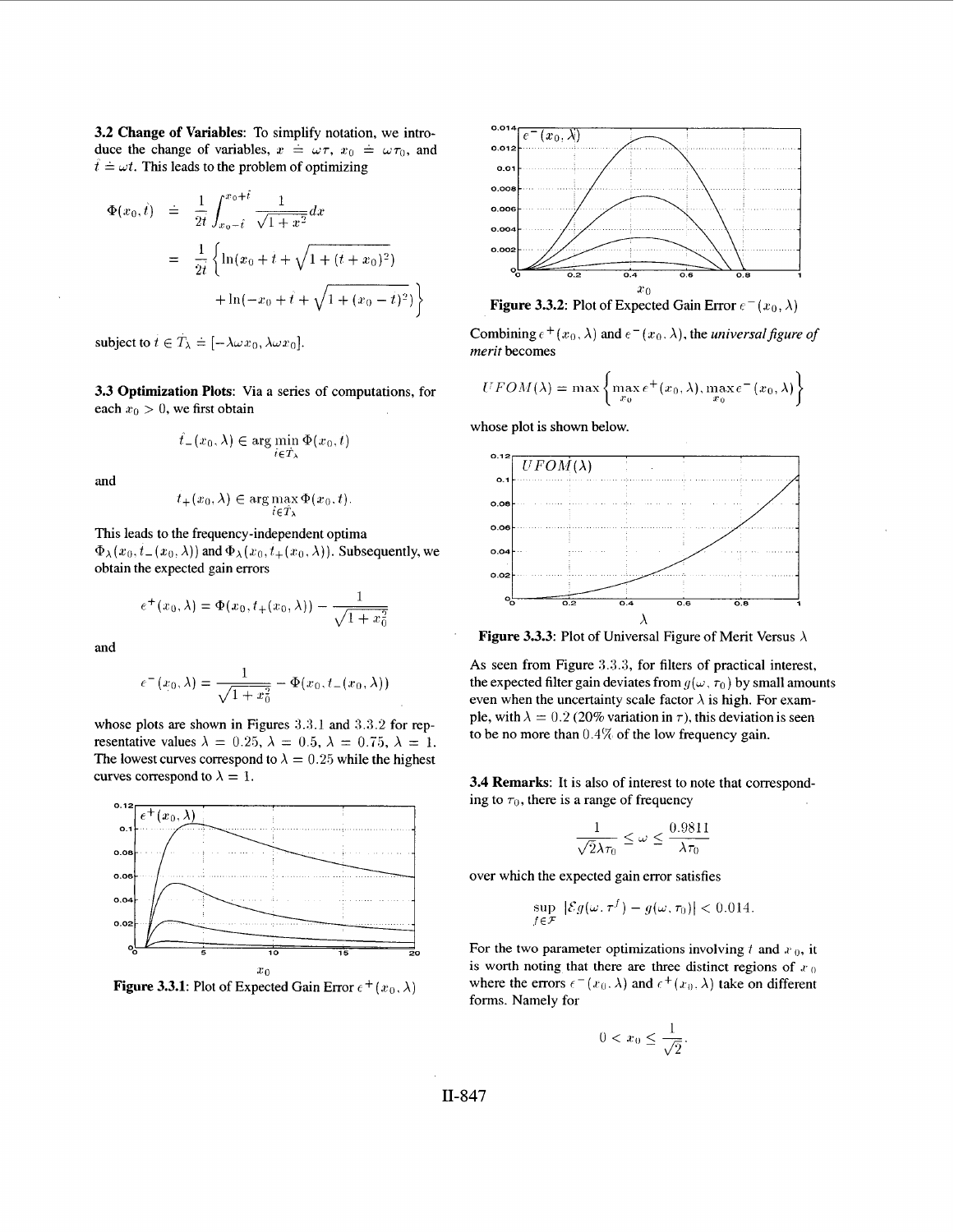**3.2 Change of Variables**: To simplify notation, we introduce the change of variables, $x \doteq \omega\tau$, $x_0 \doteq \omega\tau_0$, and $\hat{t} \doteq \omega t$. This leads to the problem of optimizing

$$\Phi(x_0, \hat{t}) \doteq \frac{1}{2\hat{t}} \int_{x_0 - \hat{t}}^{x_0 + \hat{t}} \frac{1}{\sqrt{1+x^2}} dx$$

$$= \frac{1}{2\hat{t}} \left\{ \ln(x_0 + \hat{t} + \sqrt{1 + (\hat{t} + x_0)^2}) + \ln(-x_0 + \hat{t} + \sqrt{1 + (x_0 - \hat{t})^2}) \right\}$$

subject to $\hat{t} \in \hat{T}_\lambda \doteq [-\lambda\omega x_0, \lambda\omega x_0]$.

**3.3 Optimization Plots**: Via a series of computations, for each $x_0 > 0$, we first obtain

$$\hat{t}_-(x_0, \lambda) \in \arg\min_{\hat{t} \in \hat{T}_\lambda} \Phi(x_0, \hat{t})$$

and

$$\hat{t}_+(x_0, \lambda) \in \arg\max_{\hat{t} \in \hat{T}_\lambda} \Phi(x_0, \hat{t}).$$

This leads to the frequency-independent optima $\Phi_\lambda(x_0, \hat{t}_-(x_0, \lambda))$ and $\Phi_\lambda(x_0, \hat{t}_+(x_0, \lambda))$. Subsequently, we obtain the expected gain errors

$$\epsilon^+(x_0, \lambda) = \Phi(x_0, \hat{t}_+(x_0, \lambda)) - \frac{1}{\sqrt{1+x_0^2}}$$

and

$$\epsilon^-(x_0, \lambda) = \frac{1}{\sqrt{1+x_0^2}} - \Phi(x_0, \hat{t}_-(x_0, \lambda))$$

whose plots are shown in Figures 3.3.1 and 3.3.2 for representative values $\lambda = 0.25$, $\lambda = 0.5$, $\lambda = 0.75$, $\lambda = 1$. The lowest curves correspond to $\lambda = 0.25$ while the highest curves correspond to $\lambda = 1$.

**Figure 3.3.1**: Plot of Expected Gain Error $\epsilon^+(x_0, \lambda)$

**Figure 3.3.2**: Plot of Expected Gain Error $\epsilon^-(x_0, \lambda)$

Combining $\epsilon^+(x_0, \lambda)$ and $\epsilon^-(x_0, \lambda)$, the *universal figure of merit* becomes

$$UFOM(\lambda) = \max\left\{ \max_{x_0} \epsilon^+(x_0, \lambda), \max_{x_0} \epsilon^-(x_0, \lambda) \right\}$$

whose plot is shown below.

**Figure 3.3.3**: Plot of Universal Figure of Merit Versus $\lambda$

As seen from Figure 3.3.3, for filters of practical interest, the expected filter gain deviates from $g(\omega, \tau_0)$ by small amounts even when the uncertainty scale factor $\lambda$ is high. For example, with $\lambda = 0.2$ (20% variation in $\tau$), this deviation is seen to be no more than 0.4% of the low frequency gain.

**3.4 Remarks**: It is also of interest to note that corresponding to $\tau_0$, there is a range of frequency

$$\frac{1}{\sqrt{2}\lambda\tau_0} \leq \omega \leq \frac{0.9811}{\lambda\tau_0}$$

over which the expected gain error satisfies

$$\sup_{f \in \mathcal{F}} |\mathcal{E}g(\omega, \tau^f) - g(\omega, \tau_0)| < 0.014.$$

For the two parameter optimizations involving $\hat{t}$ and $x_0$, it is worth noting that there are three distinct regions of $x_0$ where the errors $\epsilon^-(x_0, \lambda)$ and $\epsilon^+(x_0, \lambda)$ take on different forms. Namely for

$$0 < x_0 \leq \frac{1}{\sqrt{2}}.$$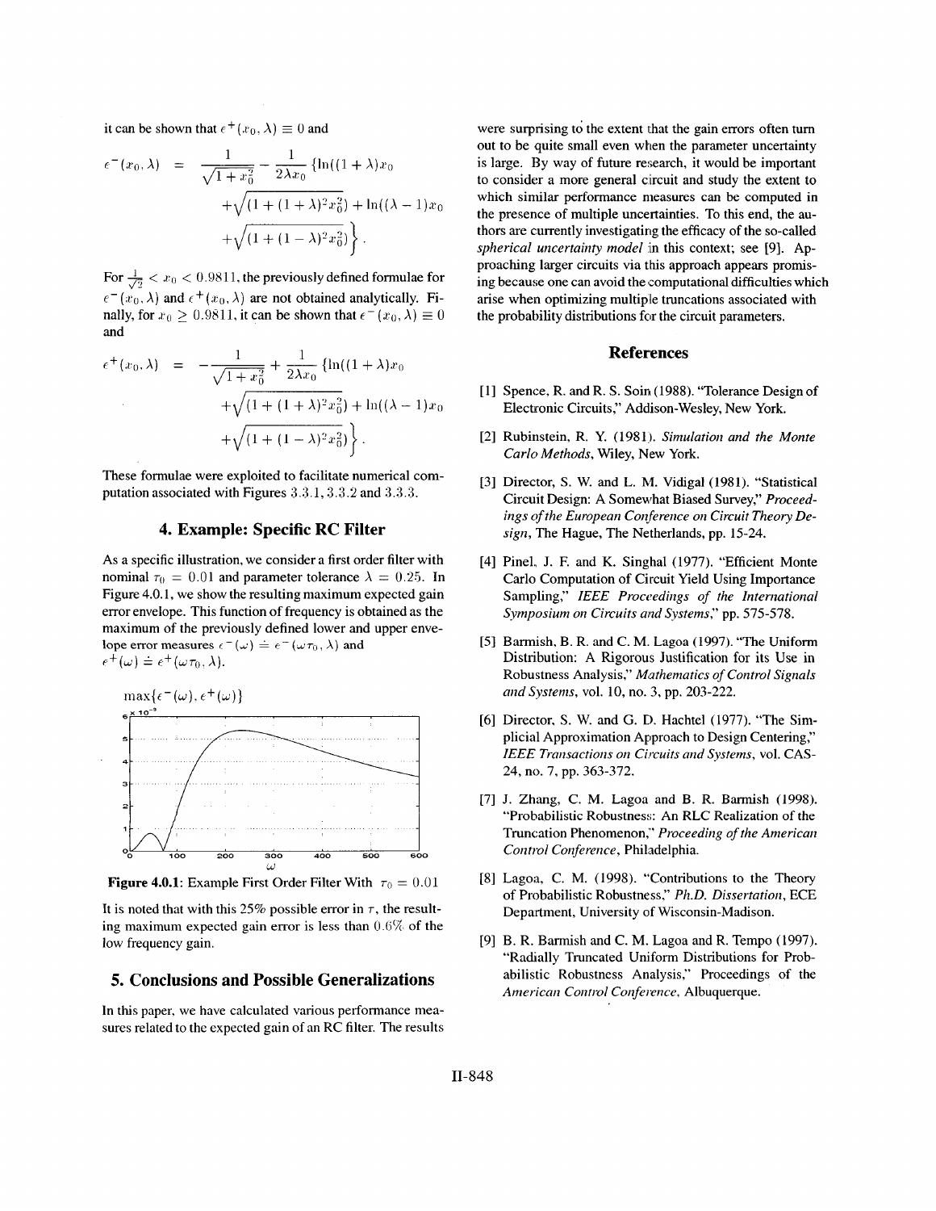it can be shown that $\epsilon^+(x_0, \lambda) \equiv 0$ and

$$\epsilon^-(x_0, \lambda) = \frac{1}{\sqrt{1+x_0^2}} - \frac{1}{2\lambda x_0}\{\ln((1+\lambda)x_0 + \sqrt{(1+(1+\lambda)^2 x_0^2)}) + \ln((\lambda - 1)x_0 + \sqrt{(1+(1-\lambda)^2 x_0^2)}\}.$$

For $\frac{1}{\sqrt{2}} < x_0 < 0.9811$, the previously defined formulae for $\epsilon^-(x_0, \lambda)$ and $\epsilon^+(x_0, \lambda)$ are not obtained analytically. Finally, for $x_0 \geq 0.9811$, it can be shown that $\epsilon^-(x_0, \lambda) \equiv 0$ and

$$\epsilon^+(x_0, \lambda) = -\frac{1}{\sqrt{1+x_0^2}} + \frac{1}{2\lambda x_0}\{\ln((1+\lambda)x_0 + \sqrt{(1+(1+\lambda)^2 x_0^2)}) + \ln((\lambda - 1)x_0 + \sqrt{(1+(1-\lambda)^2 x_0^2)}\}.$$

These formulae were exploited to facilitate numerical computation associated with Figures 3.3.1, 3.3.2 and 3.3.3.

## 4. Example: Specific RC Filter

As a specific illustration, we consider a first order filter with nominal $\tau_0 = 0.01$ and parameter tolerance $\lambda = 0.25$. In Figure 4.0.1, we show the resulting maximum expected gain error envelope. This function of frequency is obtained as the maximum of the previously defined lower and upper envelope error measures $\epsilon^-(\omega) \doteq \epsilon^-(\omega\tau_0, \lambda)$ and $\epsilon^+(\omega) \doteq \epsilon^+(\omega\tau_0, \lambda)$.

$\max\{\epsilon^-(\omega), \epsilon^+(\omega)\}$

$\times 10^{-3}$
6
5
4
3
2
1
0
0 100 200 300 400 500 600
$\omega$

**Figure 4.0.1:** Example First Order Filter With $\tau_0 = 0.01$

It is noted that with this 25% possible error in $\tau$, the resulting maximum expected gain error is less than 0.6% of the low frequency gain.

## 5. Conclusions and Possible Generalizations

In this paper, we have calculated various performance measures related to the expected gain of an RC filter. The results were surprising to the extent that the gain errors often turn out to be quite small even when the parameter uncertainty is large. By way of future research, it would be important to consider a more general circuit and study the extent to which similar performance measures can be computed in the presence of multiple uncertainties. To this end, the authors are currently investigating the efficacy of the so-called *spherical uncertainty model* in this context; see [9]. Approaching larger circuits via this approach appears promising because one can avoid the computational difficulties which arise when optimizing multiple truncations associated with the probability distributions for the circuit parameters.

## References

[1] Spence, R. and R. S. Soin (1988). "Tolerance Design of Electronic Circuits," Addison-Wesley, New York.

[2] Rubinstein, R. Y. (1981). *Simulation and the Monte Carlo Methods*, Wiley, New York.

[3] Director, S. W. and L. M. Vidigal (1981). "Statistical Circuit Design: A Somewhat Biased Survey," *Proceedings of the European Conference on Circuit Theory Design*, The Hague, The Netherlands, pp. 15-24.

[4] Pinel, J. F. and K. Singhal (1977). "Efficient Monte Carlo Computation of Circuit Yield Using Importance Sampling," *IEEE Proceedings of the International Symposium on Circuits and Systems*," pp. 575-578.

[5] Barmish, B. R. and C. M. Lagoa (1997). "The Uniform Distribution: A Rigorous Justification for its Use in Robustness Analysis," *Mathematics of Control Signals and Systems*, vol. 10, no. 3, pp. 203-222.

[6] Director, S. W. and G. D. Hachtel (1977). "The Simplicial Approximation Approach to Design Centering," *IEEE Transactions on Circuits and Systems*, vol. CAS-24, no. 7, pp. 363-372.

[7] J. Zhang, C. M. Lagoa and B. R. Barmish (1998). "Probabilistic Robustness: An RLC Realization of the Truncation Phenomenon," *Proceeding of the American Control Conference*, Philadelphia.

[8] Lagoa, C. M. (1998). "Contributions to the Theory of Probabilistic Robustness," *Ph.D. Dissertation*, ECE Department, University of Wisconsin-Madison.

[9] B. R. Barmish and C. M. Lagoa and R. Tempo (1997). "Radially Truncated Uniform Distributions for Probabilistic Robustness Analysis," Proceedings of the *American Control Conference*, Albuquerque.